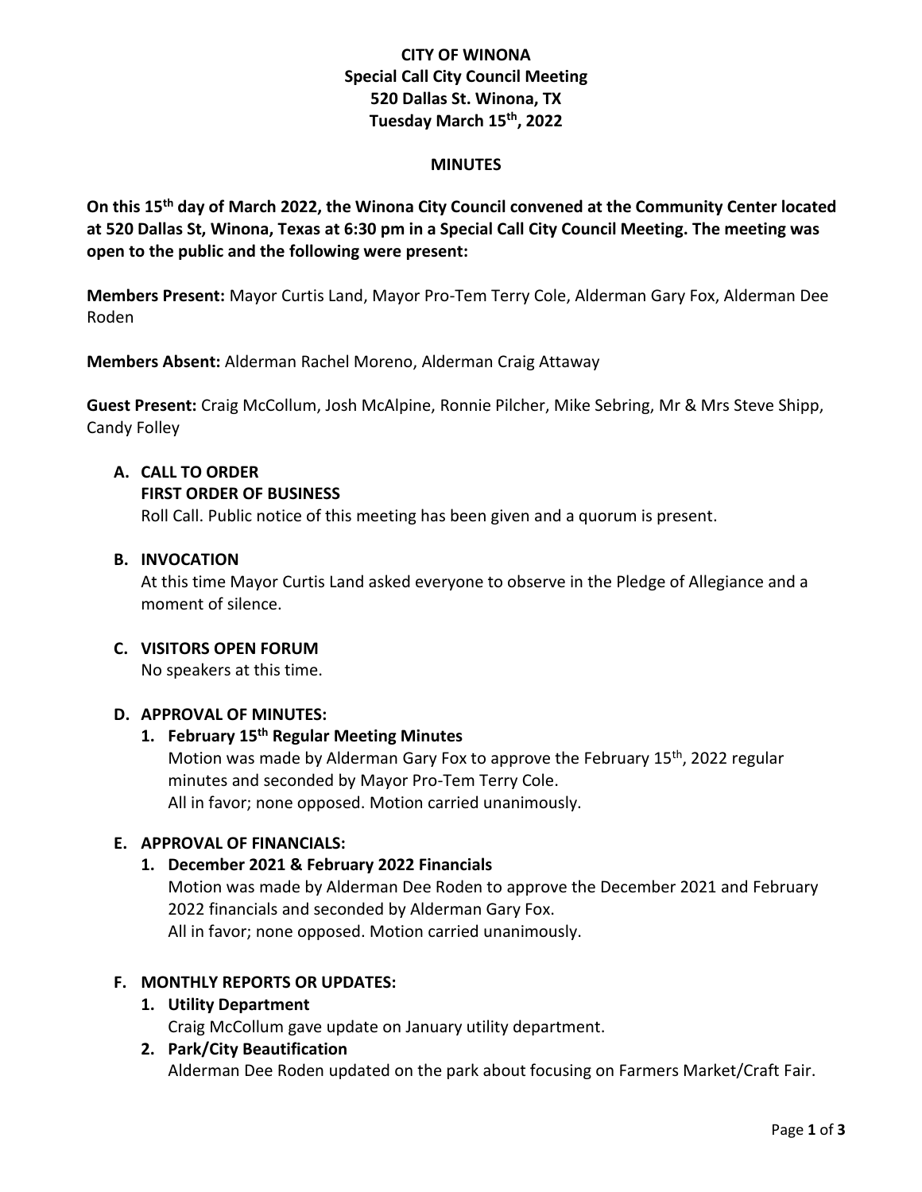**CITY OF WINONA**
**Special Call City Council Meeting**
**520 Dallas St. Winona, TX**
**Tuesday March 15th, 2022**

**MINUTES**

**On this 15th day of March 2022, the Winona City Council convened at the Community Center located at 520 Dallas St, Winona, Texas at 6:30 pm in a Special Call City Council Meeting. The meeting was open to the public and the following were present:**

**Members Present:** Mayor Curtis Land, Mayor Pro-Tem Terry Cole, Alderman Gary Fox, Alderman Dee Roden

**Members Absent:** Alderman Rachel Moreno, Alderman Craig Attaway

**Guest Present:** Craig McCollum, Josh McAlpine, Ronnie Pilcher, Mike Sebring, Mr & Mrs Steve Shipp, Candy Folley

**A. CALL TO ORDER**
**FIRST ORDER OF BUSINESS**
Roll Call. Public notice of this meeting has been given and a quorum is present.

**B. INVOCATION**
At this time Mayor Curtis Land asked everyone to observe in the Pledge of Allegiance and a moment of silence.

**C. VISITORS OPEN FORUM**
No speakers at this time.

**D. APPROVAL OF MINUTES:**

1. **February 15th Regular Meeting Minutes**
   Motion was made by Alderman Gary Fox to approve the February 15th, 2022 regular minutes and seconded by Mayor Pro-Tem Terry Cole.
   All in favor; none opposed. Motion carried unanimously.

**E. APPROVAL OF FINANCIALS:**

1. **December 2021 & February 2022 Financials**
   Motion was made by Alderman Dee Roden to approve the December 2021 and February 2022 financials and seconded by Alderman Gary Fox.
   All in favor; none opposed. Motion carried unanimously.

**F. MONTHLY REPORTS OR UPDATES:**

1. **Utility Department**
   Craig McCollum gave update on January utility department.
2. **Park/City Beautification**
   Alderman Dee Roden updated on the park about focusing on Farmers Market/Craft Fair.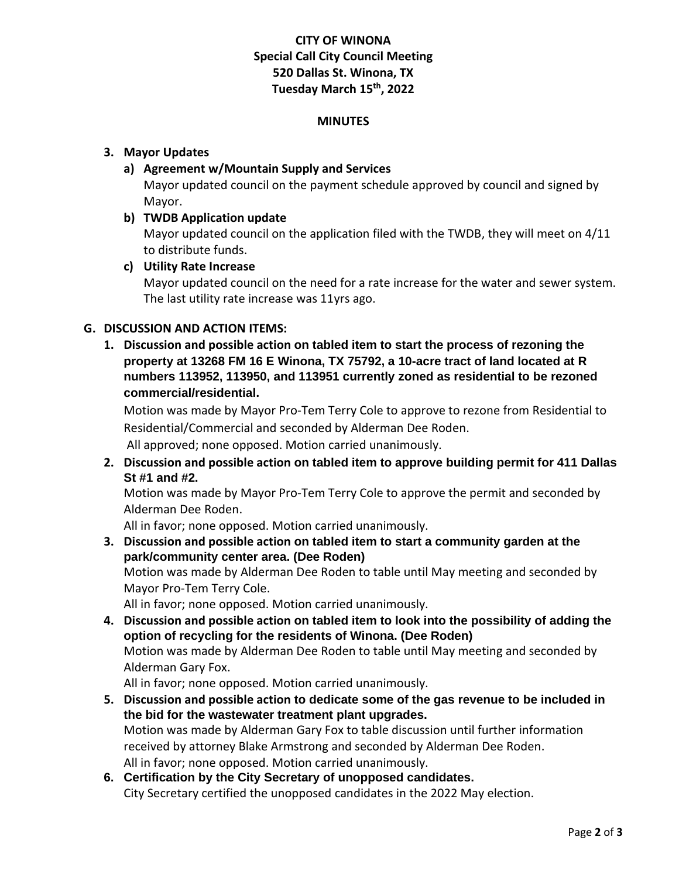**CITY OF WINONA**
**Special Call City Council Meeting**
**520 Dallas St. Winona, TX**
**Tuesday March 15th, 2022**

**MINUTES**

3. **Mayor Updates**
   a) **Agreement w/Mountain Supply and Services**
      Mayor updated council on the payment schedule approved by council and signed by Mayor.
   b) **TWDB Application update**
      Mayor updated council on the application filed with the TWDB, they will meet on 4/11 to distribute funds.
   c) **Utility Rate Increase**
      Mayor updated council on the need for a rate increase for the water and sewer system. The last utility rate increase was 11yrs ago.

**G. DISCUSSION AND ACTION ITEMS:**

1. **Discussion and possible action on tabled item to start the process of rezoning the property at 13268 FM 16 E Winona, TX 75792, a 10-acre tract of land located at R numbers 113952, 113950, and 113951 currently zoned as residential to be rezoned commercial/residential.**
   Motion was made by Mayor Pro-Tem Terry Cole to approve to rezone from Residential to Residential/Commercial and seconded by Alderman Dee Roden.
   All approved; none opposed. Motion carried unanimously.
2. **Discussion and possible action on tabled item to approve building permit for 411 Dallas St #1 and #2.**
   Motion was made by Mayor Pro-Tem Terry Cole to approve the permit and seconded by Alderman Dee Roden.
   All in favor; none opposed. Motion carried unanimously.
3. **Discussion and possible action on tabled item to start a community garden at the park/community center area. (Dee Roden)**
   Motion was made by Alderman Dee Roden to table until May meeting and seconded by Mayor Pro-Tem Terry Cole.
   All in favor; none opposed. Motion carried unanimously.
4. **Discussion and possible action on tabled item to look into the possibility of adding the option of recycling for the residents of Winona. (Dee Roden)**
   Motion was made by Alderman Dee Roden to table until May meeting and seconded by Alderman Gary Fox.
   All in favor; none opposed. Motion carried unanimously.
5. **Discussion and possible action to dedicate some of the gas revenue to be included in the bid for the wastewater treatment plant upgrades.**
   Motion was made by Alderman Gary Fox to table discussion until further information received by attorney Blake Armstrong and seconded by Alderman Dee Roden.
   All in favor; none opposed. Motion carried unanimously.
6. **Certification by the City Secretary of unopposed candidates.**
   City Secretary certified the unopposed candidates in the 2022 May election.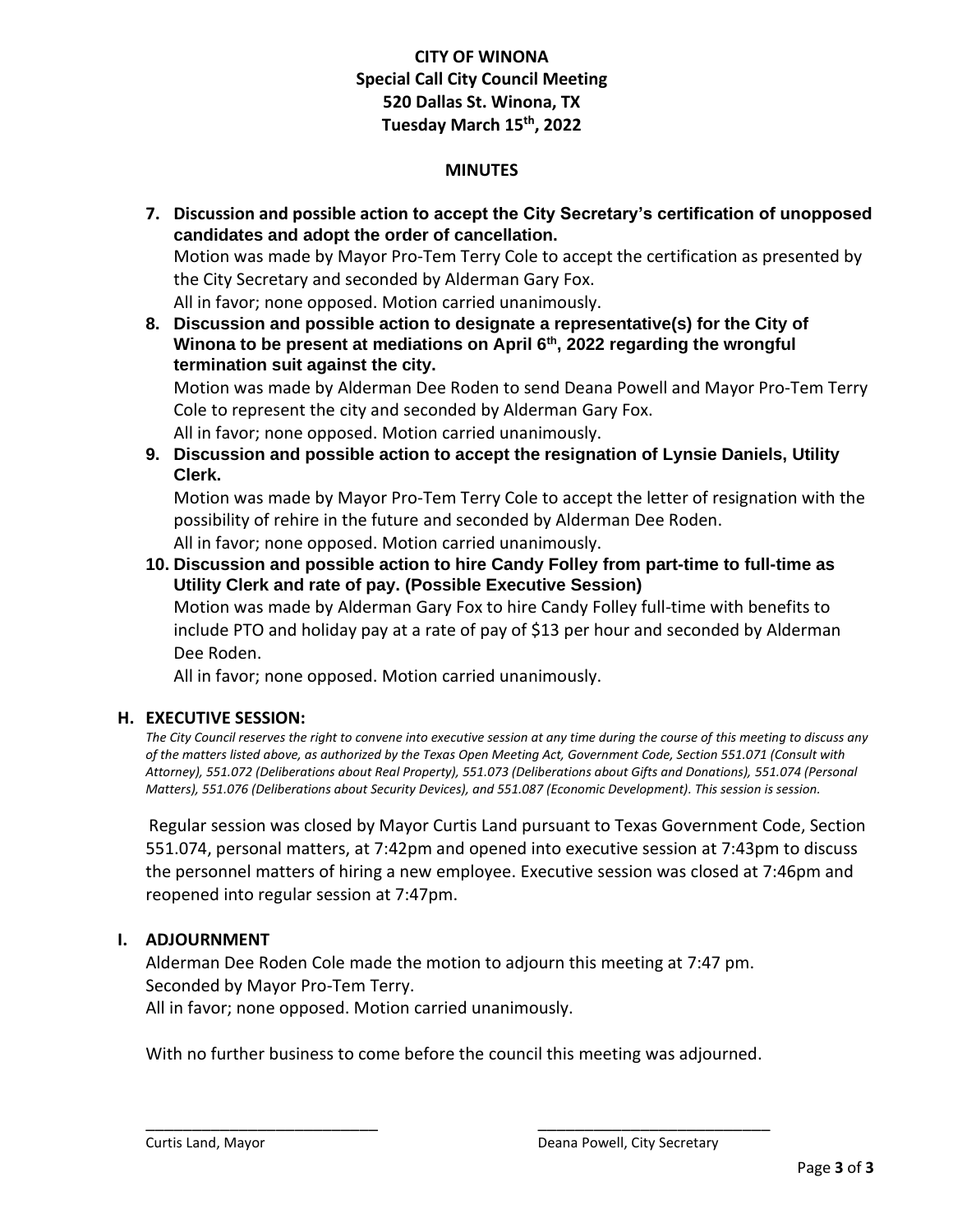**CITY OF WINONA**
**Special Call City Council Meeting**
**520 Dallas St. Winona, TX**
**Tuesday March 15th, 2022**

**MINUTES**

7. **Discussion and possible action to accept the City Secretary's certification of unopposed candidates and adopt the order of cancellation.**
   Motion was made by Mayor Pro-Tem Terry Cole to accept the certification as presented by the City Secretary and seconded by Alderman Gary Fox.
   All in favor; none opposed. Motion carried unanimously.
8. **Discussion and possible action to designate a representative(s) for the City of Winona to be present at mediations on April 6th, 2022 regarding the wrongful termination suit against the city.**
   Motion was made by Alderman Dee Roden to send Deana Powell and Mayor Pro-Tem Terry Cole to represent the city and seconded by Alderman Gary Fox.
   All in favor; none opposed. Motion carried unanimously.
9. **Discussion and possible action to accept the resignation of Lynsie Daniels, Utility Clerk.**
   Motion was made by Mayor Pro-Tem Terry Cole to accept the letter of resignation with the possibility of rehire in the future and seconded by Alderman Dee Roden.
   All in favor; none opposed. Motion carried unanimously.
10. **Discussion and possible action to hire Candy Folley from part-time to full-time as Utility Clerk and rate of pay. (Possible Executive Session)**
    Motion was made by Alderman Gary Fox to hire Candy Folley full-time with benefits to include PTO and holiday pay at a rate of pay of $13 per hour and seconded by Alderman Dee Roden.
    All in favor; none opposed. Motion carried unanimously.

**H. EXECUTIVE SESSION:**

*The City Council reserves the right to convene into executive session at any time during the course of this meeting to discuss any of the matters listed above, as authorized by the Texas Open Meeting Act, Government Code, Section 551.071 (Consult with Attorney), 551.072 (Deliberations about Real Property), 551.073 (Deliberations about Gifts and Donations), 551.074 (Personal Matters), 551.076 (Deliberations about Security Devices), and 551.087 (Economic Development). This session is session.*

Regular session was closed by Mayor Curtis Land pursuant to Texas Government Code, Section 551.074, personal matters, at 7:42pm and opened into executive session at 7:43pm to discuss the personnel matters of hiring a new employee. Executive session was closed at 7:46pm and reopened into regular session at 7:47pm.

**I. ADJOURNMENT**

Alderman Dee Roden Cole made the motion to adjourn this meeting at 7:47 pm.
Seconded by Mayor Pro-Tem Terry.
All in favor; none opposed. Motion carried unanimously.

With no further business to come before the council this meeting was adjourned.

\_\_\_\_\_\_\_\_\_\_\_\_\_\_\_\_\_\_\_\_\_\_\_\_\_\_\_\_
Curtis Land, Mayor

\_\_\_\_\_\_\_\_\_\_\_\_\_\_\_\_\_\_\_\_\_\_\_\_\_\_\_\_
Deana Powell, City Secretary